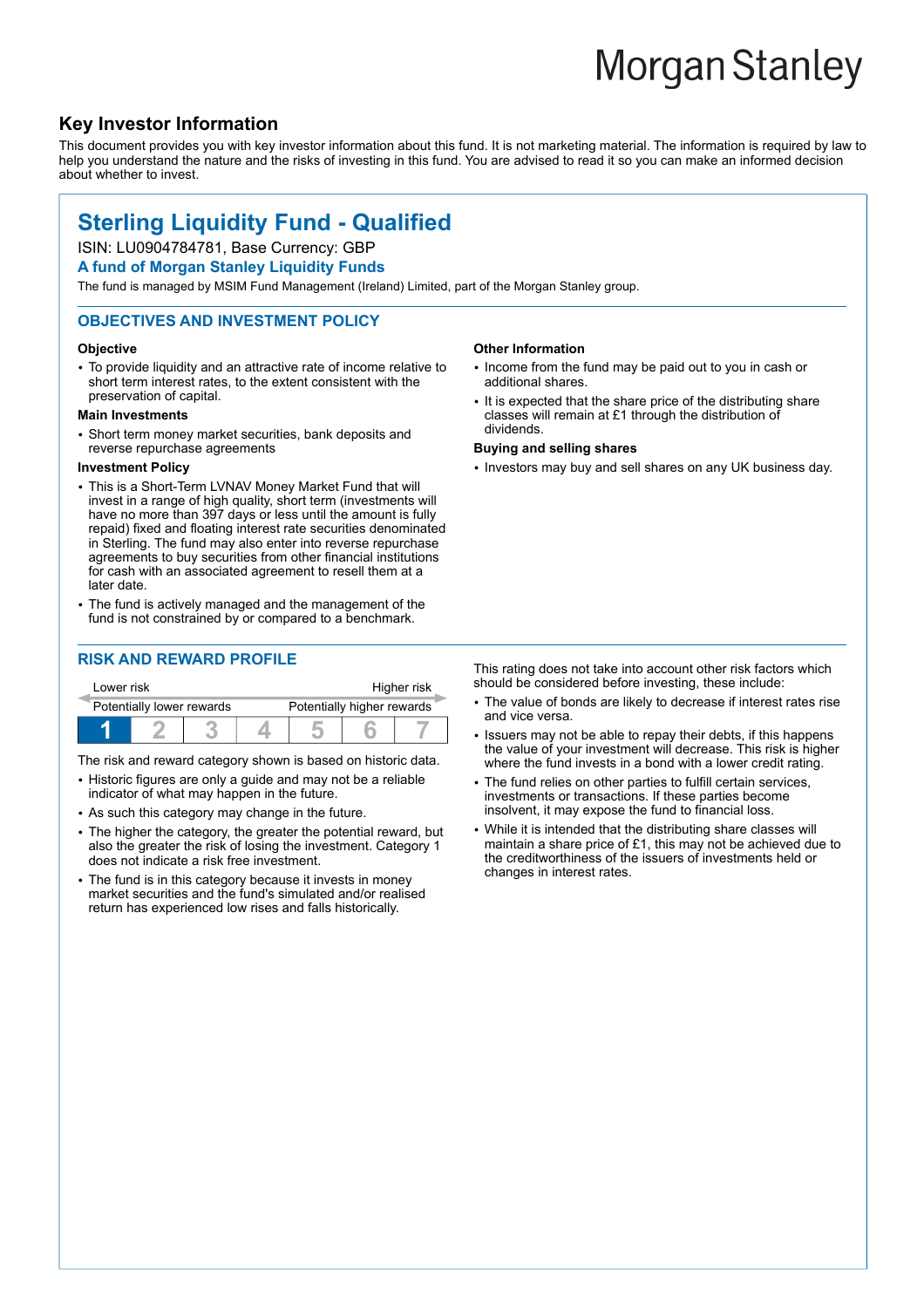Morgan Stanley

## Key Investor Information

This document provides you with key investor information about this fund. It is not marketing material. The information is required by law to help you understand the nature and the risks of investing in this fund. You are advised to read it so you can make an informed decision about whether to invest.

# Sterling Liquidity Fund - Qualified

ISIN: LU0904784781, Base Currency: GBP

**A fund of Morgan Stanley Liquidity Funds**

The fund is managed by MSIM Fund Management (Ireland) Limited, part of the Morgan Stanley group.

## OBJECTIVES AND INVESTMENT POLICY

### Objective

- To provide liquidity and an attractive rate of income relative to short term interest rates, to the extent consistent with the preservation of capital.

### Main Investments

- Short term money market securities, bank deposits and reverse repurchase agreements

### Investment Policy

- This is a Short-Term LVNAV Money Market Fund that will invest in a range of high quality, short term (investments will have no more than 397 days or less until the amount is fully repaid) fixed and floating interest rate securities denominated in Sterling. The fund may also enter into reverse repurchase agreements to buy securities from other financial institutions for cash with an associated agreement to resell them at a later date.
- The fund is actively managed and the management of the fund is not constrained by or compared to a benchmark.

### Other Information

- Income from the fund may be paid out to you in cash or additional shares.
- It is expected that the share price of the distributing share classes will remain at £1 through the distribution of dividends.

### Buying and selling shares

- Investors may buy and sell shares on any UK business day.

## RISK AND REWARD PROFILE

| Lower risk | | | | | | Higher risk |
|---|---|---|---|---|---|---|
| Potentially lower rewards | | | | | | Potentially higher rewards |
| **1** | 2 | 3 | 4 | 5 | 6 | 7 |

The risk and reward category shown is based on historic data.

- Historic figures are only a guide and may not be a reliable indicator of what may happen in the future.
- As such this category may change in the future.
- The higher the category, the greater the potential reward, but also the greater the risk of losing the investment. Category 1 does not indicate a risk free investment.
- The fund is in this category because it invests in money market securities and the fund's simulated and/or realised return has experienced low rises and falls historically.

This rating does not take into account other risk factors which should be considered before investing, these include:

- The value of bonds are likely to decrease if interest rates rise and vice versa.
- Issuers may not be able to repay their debts, if this happens the value of your investment will decrease. This risk is higher where the fund invests in a bond with a lower credit rating.
- The fund relies on other parties to fulfill certain services, investments or transactions. If these parties become insolvent, it may expose the fund to financial loss.
- While it is intended that the distributing share classes will maintain a share price of £1, this may not be achieved due to the creditworthiness of the issuers of investments held or changes in interest rates.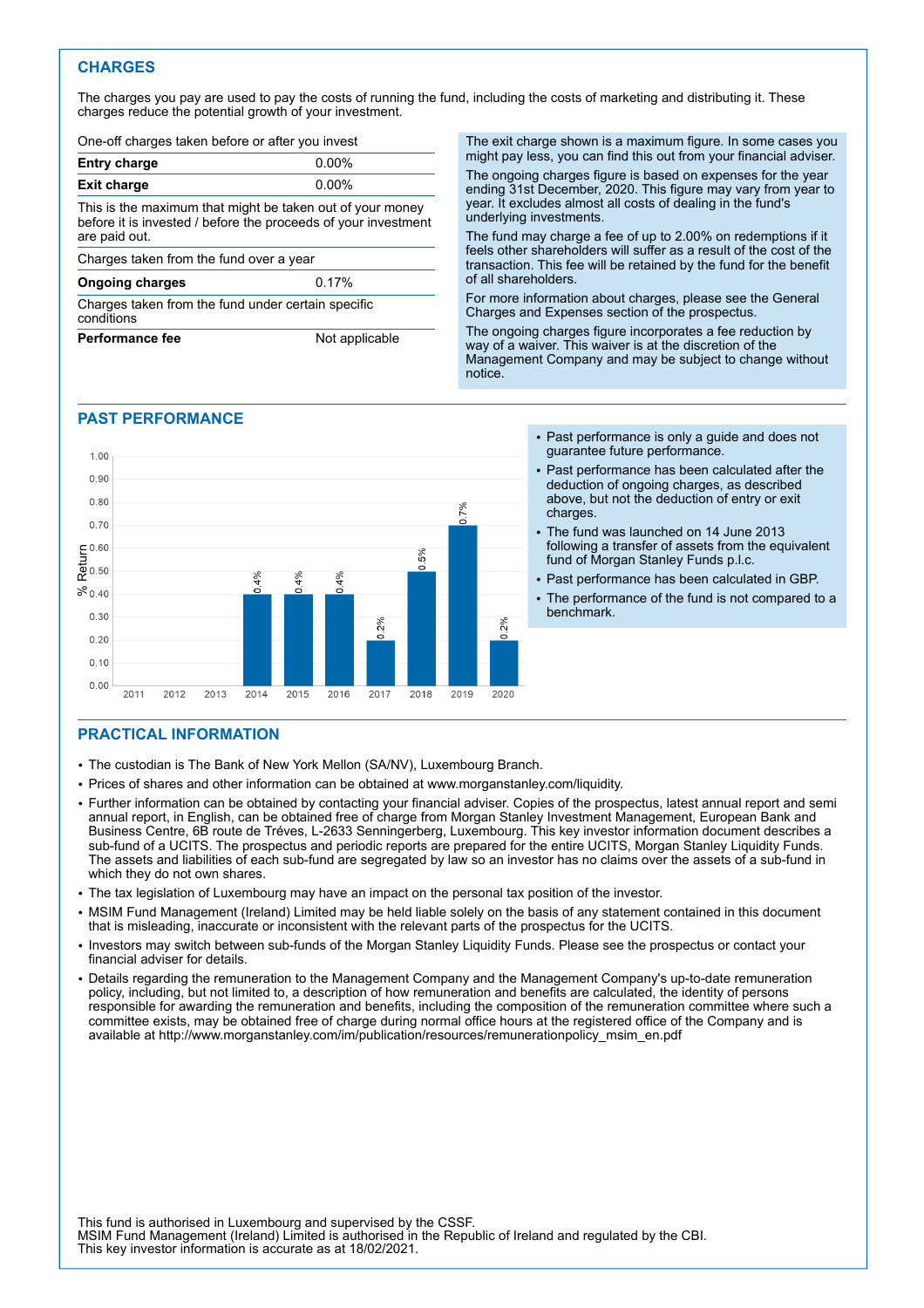## CHARGES

The charges you pay are used to pay the costs of running the fund, including the costs of marketing and distributing it. These charges reduce the potential growth of your investment.

| One-off charges taken before or after you invest | |
|---|---|
| **Entry charge** | 0.00% |
| **Exit charge** | 0.00% |
| This is the maximum that might be taken out of your money before it is invested / before the proceeds of your investment are paid out. | |
| Charges taken from the fund over a year | |
| **Ongoing charges** | 0.17% |
| Charges taken from the fund under certain specific conditions | |
| **Performance fee** | Not applicable |

The exit charge shown is a maximum figure. In some cases you might pay less, you can find this out from your financial adviser.

The ongoing charges figure is based on expenses for the year ending 31st December, 2020. This figure may vary from year to year. It excludes almost all costs of dealing in the fund's underlying investments.

The fund may charge a fee of up to 2.00% on redemptions if it feels other shareholders will suffer as a result of the cost of the transaction. This fee will be retained by the fund for the benefit of all shareholders.

For more information about charges, please see the General Charges and Expenses section of the prospectus.

The ongoing charges figure incorporates a fee reduction by way of a waiver. This waiver is at the discretion of the Management Company and may be subject to change without notice.

## PAST PERFORMANCE

% Return

1.00
0.90
0.80
0.70
0.60
0.50
0.40
0.30
0.20
0.10
0.00

2011 2012 2013 2014 2015 2016 2017 2018 2019 2020

0.4% 0.4% 0.4% 0.2% 0.5% 0.7% 0.2%

- Past performance is only a guide and does not guarantee future performance.
- Past performance has been calculated after the deduction of ongoing charges, as described above, but not the deduction of entry or exit charges.
- The fund was launched on 14 June 2013 following a transfer of assets from the equivalent fund of Morgan Stanley Funds p.l.c.
- Past performance has been calculated in GBP.
- The performance of the fund is not compared to a benchmark.

## PRACTICAL INFORMATION

- The custodian is The Bank of New York Mellon (SA/NV), Luxembourg Branch.
- Prices of shares and other information can be obtained at www.morganstanley.com/liquidity.
- Further information can be obtained by contacting your financial adviser. Copies of the prospectus, latest annual report and semi annual report, in English, can be obtained free of charge from Morgan Stanley Investment Management, European Bank and Business Centre, 6B route de Trèves, L-2633 Senningerberg, Luxembourg. This key investor information document describes a sub-fund of a UCITS. The prospectus and periodic reports are prepared for the entire UCITS, Morgan Stanley Liquidity Funds. The assets and liabilities of each sub-fund are segregated by law so an investor has no claims over the assets of a sub-fund in which they do not own shares.
- The tax legislation of Luxembourg may have an impact on the personal tax position of the investor.
- MSIM Fund Management (Ireland) Limited may be held liable solely on the basis of any statement contained in this document that is misleading, inaccurate or inconsistent with the relevant parts of the prospectus for the UCITS.
- Investors may switch between sub-funds of the Morgan Stanley Liquidity Funds. Please see the prospectus or contact your financial adviser for details.
- Details regarding the remuneration to the Management Company and the Management Company's up-to-date remuneration policy, including, but not limited to, a description of how remuneration and benefits are calculated, the identity of persons responsible for awarding the remuneration and benefits, including the composition of the remuneration committee where such a committee exists, may be obtained free of charge during normal office hours at the registered office of the Company and is available at http://www.morganstanley.com/im/publication/resources/remunerationpolicy_msim_en.pdf

This fund is authorised in Luxembourg and supervised by the CSSF.
MSIM Fund Management (Ireland) Limited is authorised in the Republic of Ireland and regulated by the CBI.
This key investor information is accurate as at 18/02/2021.